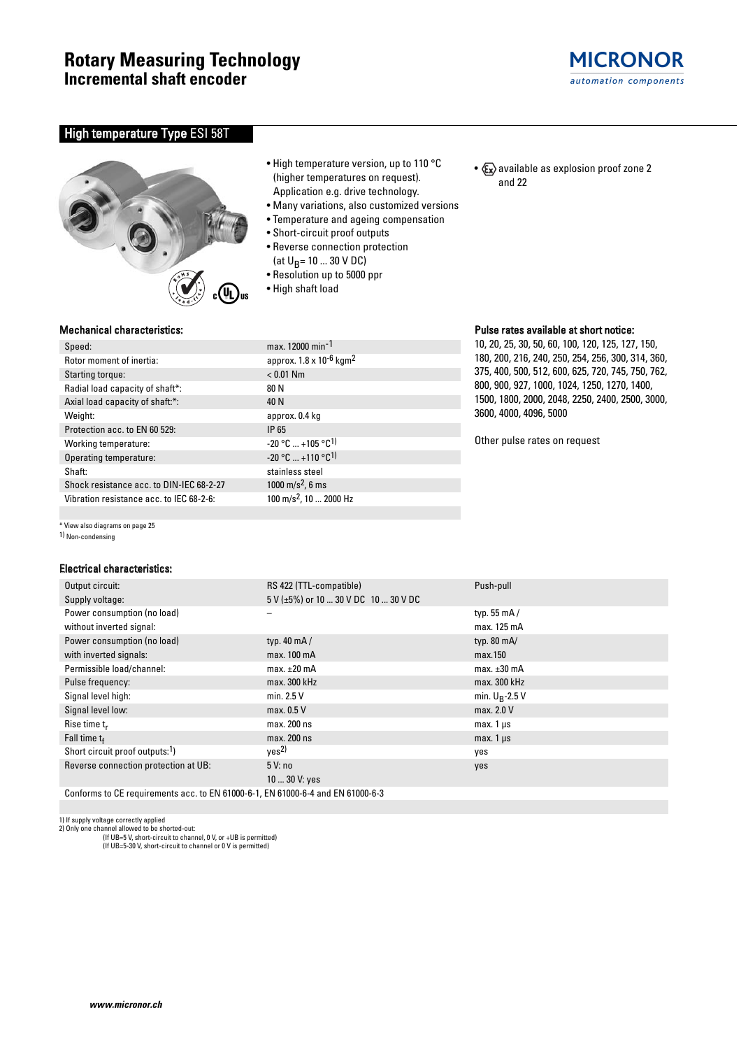# Rotary Measuring Technology
## Incremental shaft encoder

MICRONOR
automation components

## High temperature Type ESI 58T

- High temperature version, up to 110 °C (higher temperatures on request). Application e.g. drive technology.
- Many variations, also customized versions
- Temperature and ageing compensation
- Short-circuit proof outputs
- Reverse connection protection (at $U_B$= 10 ... 30 V DC)
- Resolution up to 5000 ppr
- High shaft load
- Ex available as explosion proof zone 2 and 22

### Mechanical characteristics:

| | |
|---|---|
| Speed: | max. 12000 $min^{-1}$ |
| Rotor moment of inertia: | approx. 1.8 x $10^{-6}$ $kgm^2$ |
| Starting torque: | < 0.01 Nm |
| Radial load capacity of shaft*: | 80 N |
| Axial load capacity of shaft:*: | 40 N |
| Weight: | approx. 0.4 kg |
| Protection acc. to EN 60 529: | IP 65 |
| Working temperature: | -20 °C ... +105 °C[1)] |
| Operating temperature: | -20 °C ... +110 °C[1)] |
| Shaft: | stainless steel |
| Shock resistance acc. to DIN-IEC 68-2-27 | 1000 m/s², 6 ms |
| Vibration resistance acc. to IEC 68-2-6: | 100 m/s², 10 ... 2000 Hz |

\* View also diagrams on page 25

1) Non-condensing

### Pulse rates available at short notice:

10, 20, 25, 30, 50, 60, 100, 120, 125, 127, 150, 180, 200, 216, 240, 250, 254, 256, 300, 314, 360, 375, 400, 500, 512, 600, 625, 720, 745, 750, 762, 800, 900, 927, 1000, 1024, 1250, 1270, 1400, 1500, 1800, 2000, 2048, 2250, 2400, 2500, 3000, 3600, 4000, 4096, 5000

Other pulse rates on request

### Electrical characteristics:

| | | |
|---|---|---|
| Output circuit: | RS 422 (TTL-compatible) | Push-pull |
| Supply voltage: | 5 V (±5%) or 10 ... 30 V DC | 10 ... 30 V DC |
| Power consumption (no load) without inverted signal: | – | typ. 55 mA / max. 125 mA |
| Power consumption (no load) with inverted signals: | typ. 40 mA / max. 100 mA | typ. 80 mA/ max.150 |
| Permissible load/channel: | max. ±20 mA | max. ±30 mA |
| Pulse frequency: | max. 300 kHz | max. 300 kHz |
| Signal level high: | min. 2.5 V | min. $U_B$-2.5 V |
| Signal level low: | max. 0.5 V | max. 2.0 V |
| Rise time $t_r$ | max. 200 ns | max. 1 µs |
| Fall time $t_f$ | max. 200 ns | max. 1 µs |
| Short circuit proof outputs:[1)] | yes[2)] | yes |
| Reverse connection protection at UB: | 5 V: no<br>10 ... 30 V: yes | yes |

Conforms to CE requirements acc. to EN 61000-6-1, EN 61000-6-4 and EN 61000-6-3

1) If supply voltage correctly applied
2) Only one channel allowed to be shorted-out:
(If UB=5 V, short-circuit to channel, 0 V, or +UB is permitted)
(If UB=5-30 V, short-circuit to channel or 0 V is permitted)

www.micronor.ch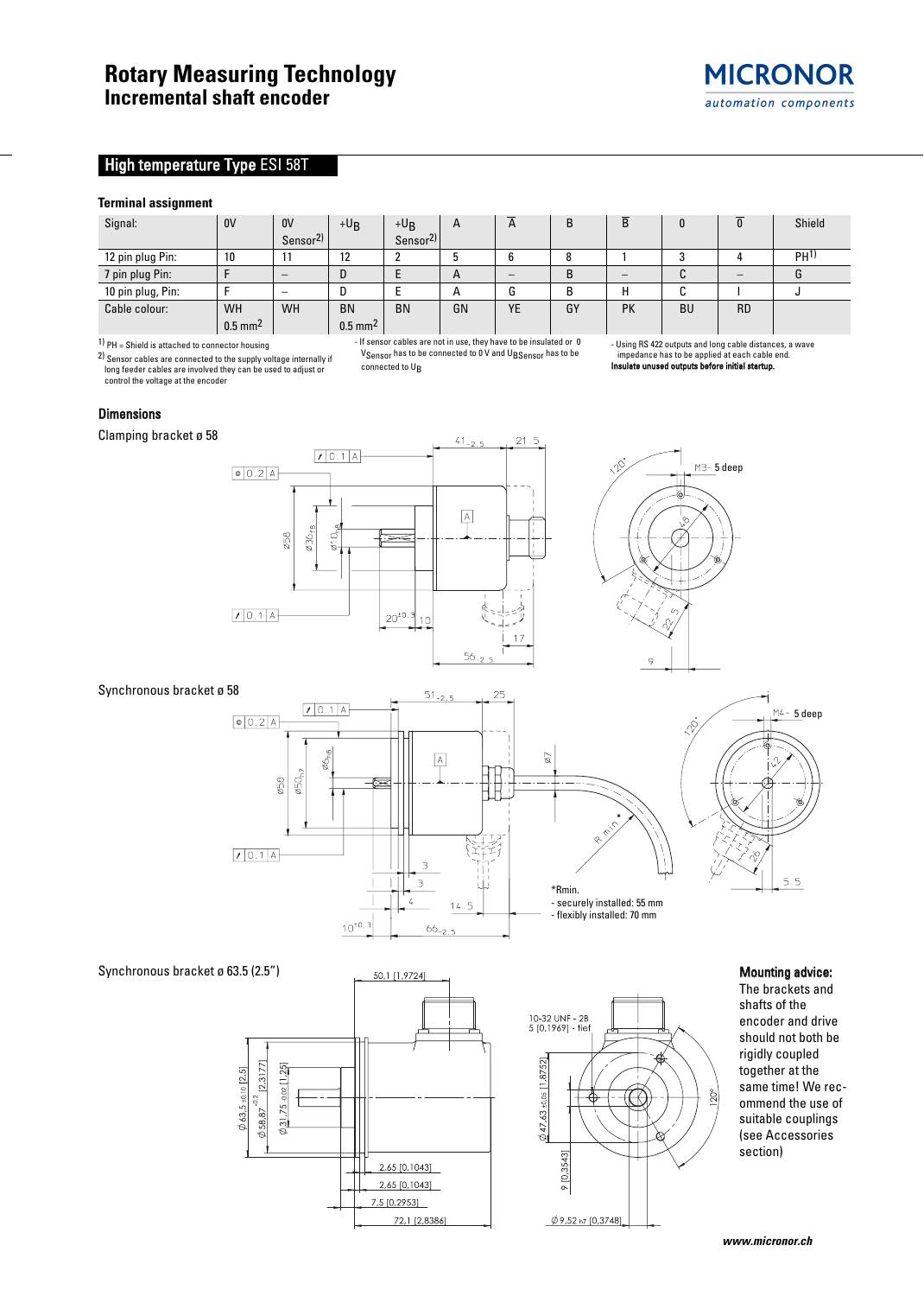# Rotary Measuring Technology
## Incremental shaft encoder

## High temperature Type ESI 58T

### Terminal assignment

| Signal: | 0V | 0V Sensor[2)] | $+U_B$ | $+U_B$ Sensor[2)] | A | $\overline{A}$ | B | $\overline{B}$ | 0 | $\overline{0}$ | Shield |
|---|---|---|---|---|---|---|---|---|---|---|---|
| 12 pin plug Pin: | 10 | 11 | 12 | 2 | 5 | 6 | 8 | 1 | 3 | 4 | PH[1)] |
| 7 pin plug Pin: | F | – | D | E | A | – | B | – | C | – | G |
| 10 pin plug, Pin: | F | – | D | E | A | G | B | H | C | I | J |
| Cable colour: | WH 0.5 mm² | WH | BN 0.5 mm² | BN | GN | YE | GY | PK | BU | RD | |

1) PH = Shield is attached to connector housing

2) Sensor cables are connected to the supply voltage internally if long feeder cables are involved they can be used to adjust or control the voltage at the encoder

- If sensor cables are not in use, they have to be insulated or 0 $V_{Sensor}$ has to be connected to 0 V and $U_{BSensor}$ has to be connected to $U_B$

- Using RS 422 outputs and long cable distances, a wave impedance has to be applied at each cable end.

**Insulate unused outputs before initial startup.**

### Dimensions

Clamping bracket ø 58

Synchronous bracket ø 58

*Rmin.
- securely installed: 55 mm
- flexibly installed: 70 mm

Synchronous bracket ø 63.5 (2.5")

**Mounting advice:**
The brackets and shafts of the encoder and drive should not both be rigidly coupled together at the same time! We recommend the use of suitable couplings (see Accessories section)

www.micronor.ch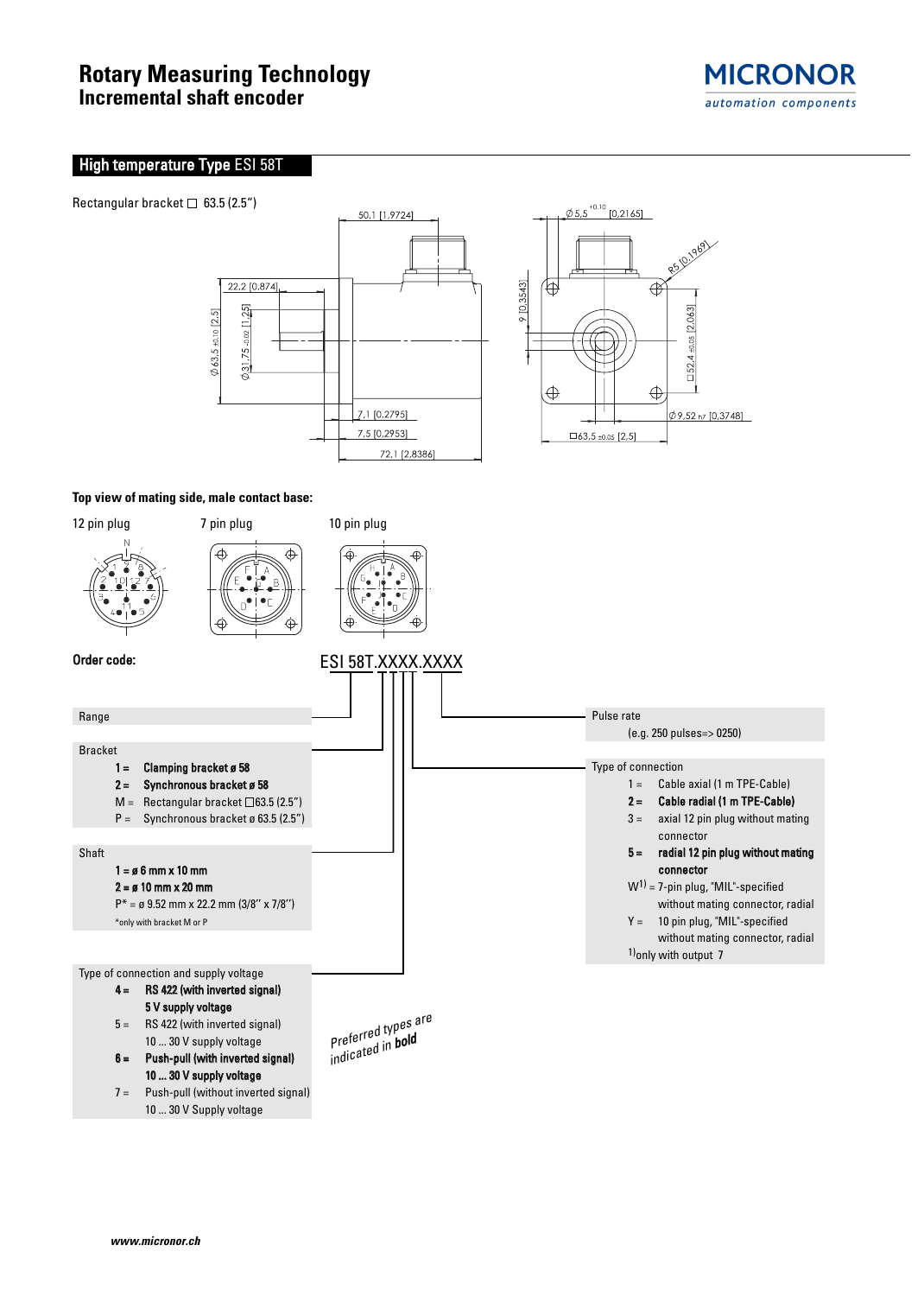# Rotary Measuring Technology
## Incremental shaft encoder

MICRONOR
automation components

## High temperature Type ESI 58T

Rectangular bracket □ 63.5 (2.5")

50,1 [1,9724]
22,2 [0,874]
Ø 63,5 ±0,10 [2,5]
Ø 31,75 -0,02 [1,25]
7,1 [0,2795]
7,5 [0,2953]
72,1 [2,8386]
Ø 5,5 +0.10 [0,2165]
R5 [0,1969]
9 [0,3543]
□ 52,4 ±0,05 [2,063]
Ø 9,52 h7 [0,3748]
□ 63,5 ±0,05 [2,5]

**Top view of mating side, male contact base:**

12 pin plug

7 pin plug

10 pin plug

**Order code:**

ESI 58T.XXXX.XXXX

**Range**

**Bracket**
- **1 = Clamping bracket ø 58**
- **2 = Synchronous bracket ø 58**
- M = Rectangular bracket □63.5 (2.5")
- P = Synchronous bracket ø 63.5 (2.5")

**Shaft**
- **1 = ø 6 mm x 10 mm**
- **2 = ø 10 mm x 20 mm**
- P* = ø 9.52 mm x 22.2 mm (3/8" x 7/8")

*only with bracket M or P

**Type of connection and supply voltage**
- **4 = RS 422 (with inverted signal) 5 V supply voltage**
- 5 = RS 422 (with inverted signal) 10 ... 30 V supply voltage
- **6 = Push-pull (with inverted signal) 10 ... 30 V supply voltage**
- 7 = Push-pull (without inverted signal) 10 ... 30 V Supply voltage

**Pulse rate**
(e.g. 250 pulses=> 0250)

**Type of connection**
- 1 = Cable axial (1 m TPE-Cable)
- **2 = Cable radial (1 m TPE-Cable)**
- 3 = axial 12 pin plug without mating connector
- **5 = radial 12 pin plug without mating connector**
- W[1] = 7-pin plug, "MIL"-specified without mating connector, radial
- Y = 10 pin plug, "MIL"-specified without mating connector, radial

[1]only with output 7

*Preferred types are indicated in **bold***

www.micronor.ch